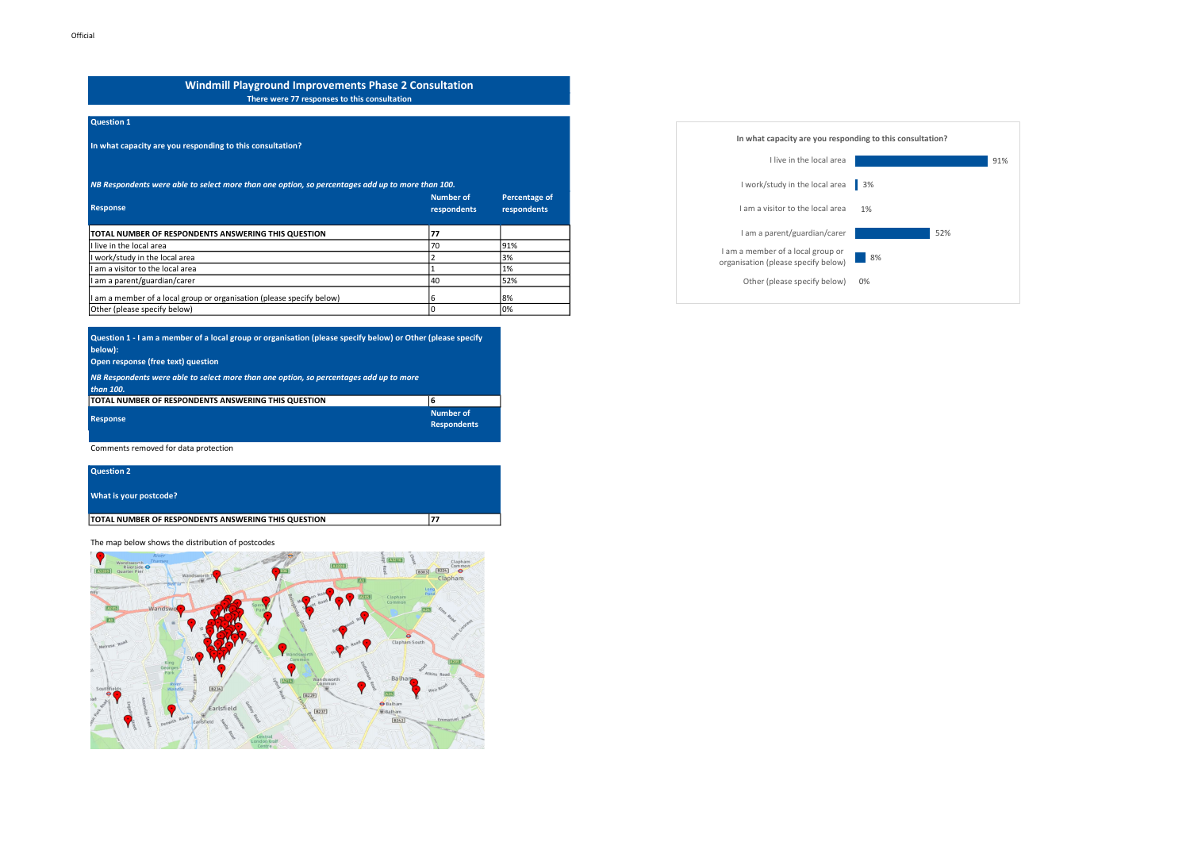# Windmill Playground Improvements Phase 2 Consultation

There were 77 responses to this consultation

## Question 1

**In what capacity are you responding to this consultation?**

*NB Respondents were able to select more than one option, so percentages add up to more than 100.*

| Response | Number of respondents | Percentage of respondents |
|---|---|---|
| TOTAL NUMBER OF RESPONDENTS ANSWERING THIS QUESTION | 77 | |
| I live in the local area | 70 | 91% |
| I work/study in the local area | 2 | 3% |
| I am a visitor to the local area | 1 | 1% |
| I am a parent/guardian/carer | 40 | 52% |
| I am a member of a local group or organisation (please specify below) | 6 | 8% |
| Other (please specify below) | 0 | 0% |

**In what capacity are you responding to this consultation?**

| Response | Percentage |
|---|---|
| I live in the local area | 91% |
| I work/study in the local area | 3% |
| I am a visitor to the local area | 1% |
| I am a parent/guardian/carer | 52% |
| I am a member of a local group or organisation (please specify below) | 8% |
| Other (please specify below) | 0% |

## Question 1 - I am a member of a local group or organisation (please specify below) or Other (please specify below):

**Open response (free text) question**

*NB Respondents were able to select more than one option, so percentages add up to more than 100.*

| Response | Number of Respondents |
|---|---|
| TOTAL NUMBER OF RESPONDENTS ANSWERING THIS QUESTION | 6 |

Comments removed for data protection

## Question 2

**What is your postcode?**

| | |
|---|---|
| TOTAL NUMBER OF RESPONDENTS ANSWERING THIS QUESTION | 77 |

The map below shows the distribution of postcodes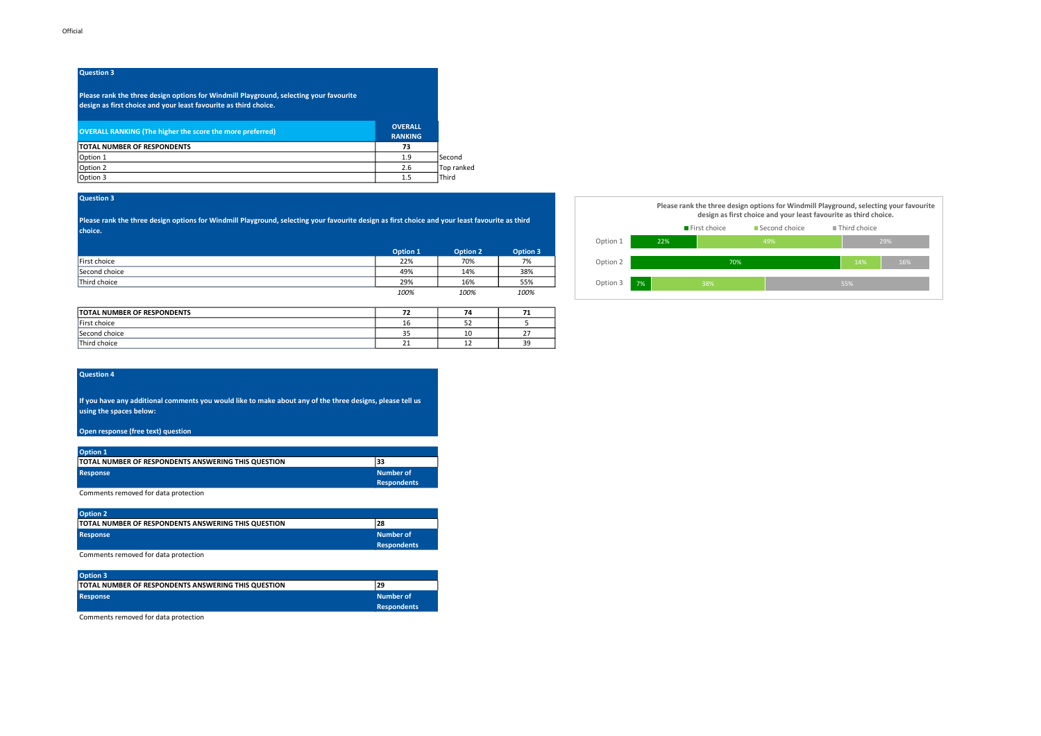### Question 3

**Please rank the three design options for Windmill Playground, selecting your favourite design as first choice and your least favourite as third choice.**

| OVERALL RANKING (The higher the score the more preferred) | OVERALL RANKING | |
|---|---|---|
| TOTAL NUMBER OF RESPONDENTS | 73 | |
| Option 1 | 1.9 | Second |
| Option 2 | 2.6 | Top ranked |
| Option 3 | 1.5 | Third |

### Question 3

**Please rank the three design options for Windmill Playground, selecting your favourite design as first choice and your least favourite as third choice.**

| | Option 1 | Option 2 | Option 3 |
|---|---|---|---|
| First choice | 22% | 70% | 7% |
| Second choice | 49% | 14% | 38% |
| Third choice | 29% | 16% | 55% |
| | *100%* | *100%* | *100%* |

| TOTAL NUMBER OF RESPONDENTS | 72 | 74 | 71 |
|---|---|---|---|
| First choice | 16 | 52 | 5 |
| Second choice | 35 | 10 | 27 |
| Third choice | 21 | 12 | 39 |

**Please rank the three design options for Windmill Playground, selecting your favourite design as first choice and your least favourite as third choice.**

| | First choice | Second choice | Third choice |
|---|---|---|---|
| Option 1 | 22% | 49% | 29% |
| Option 2 | 70% | 14% | 16% |
| Option 3 | 7% | 38% | 55% |

### Question 4

**If you have any additional comments you would like to make about any of the three designs, please tell us using the spaces below:**

**Open response (free text) question**

**Option 1**

| TOTAL NUMBER OF RESPONDENTS ANSWERING THIS QUESTION | 33 |
|---|---|
| **Response** | **Number of Respondents** |

Comments removed for data protection

**Option 2**

| TOTAL NUMBER OF RESPONDENTS ANSWERING THIS QUESTION | 28 |
|---|---|
| **Response** | **Number of Respondents** |

Comments removed for data protection

**Option 3**

| TOTAL NUMBER OF RESPONDENTS ANSWERING THIS QUESTION | 29 |
|---|---|
| **Response** | **Number of Respondents** |

Comments removed for data protection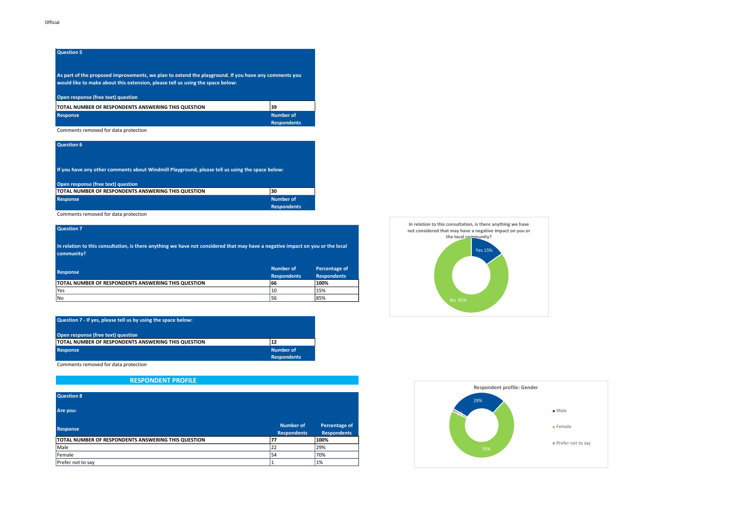### Question 5

As part of the proposed improvements, we plan to extend the playground. If you have any comments you would like to make about this extension, please tell us using the space below:

Open response (free text) question

| Response | Number of Respondents |
|---|---|
| TOTAL NUMBER OF RESPONDENTS ANSWERING THIS QUESTION | 39 |

Comments removed for data protection

### Question 6

If you have any other comments about Windmill Playground, please tell us using the space below:

Open response (free text) question

| Response | Number of Respondents |
|---|---|
| TOTAL NUMBER OF RESPONDENTS ANSWERING THIS QUESTION | 30 |

Comments removed for data protection

### Question 7

In relation to this consultation, is there anything we have not considered that may have a negative impact on you or the local community?

| Response | Number of Respondents | Percentage of Respondents |
|---|---|---|
| TOTAL NUMBER OF RESPONDENTS ANSWERING THIS QUESTION | 66 | 100% |
| Yes | 10 | 15% |
| No | 56 | 85% |

In relation to this consultation, is there anything we have not considered that may have a negative impact on you or the local community?

Yes 15%
No 85%

### Question 7 - If yes, please tell us by using the space below:

Open response (free text) question

| Response | Number of Respondents |
|---|---|
| TOTAL NUMBER OF RESPONDENTS ANSWERING THIS QUESTION | 12 |

Comments removed for data protection

## RESPONDENT PROFILE

### Question 8

Are you:

| Response | Number of Respondents | Percentage of Respondents |
|---|---|---|
| TOTAL NUMBER OF RESPONDENTS ANSWERING THIS QUESTION | 77 | 100% |
| Male | 22 | 29% |
| Female | 54 | 70% |
| Prefer not to say | 1 | 1% |

Respondent profile: Gender

29%
70%

Male
Female
Prefer not to say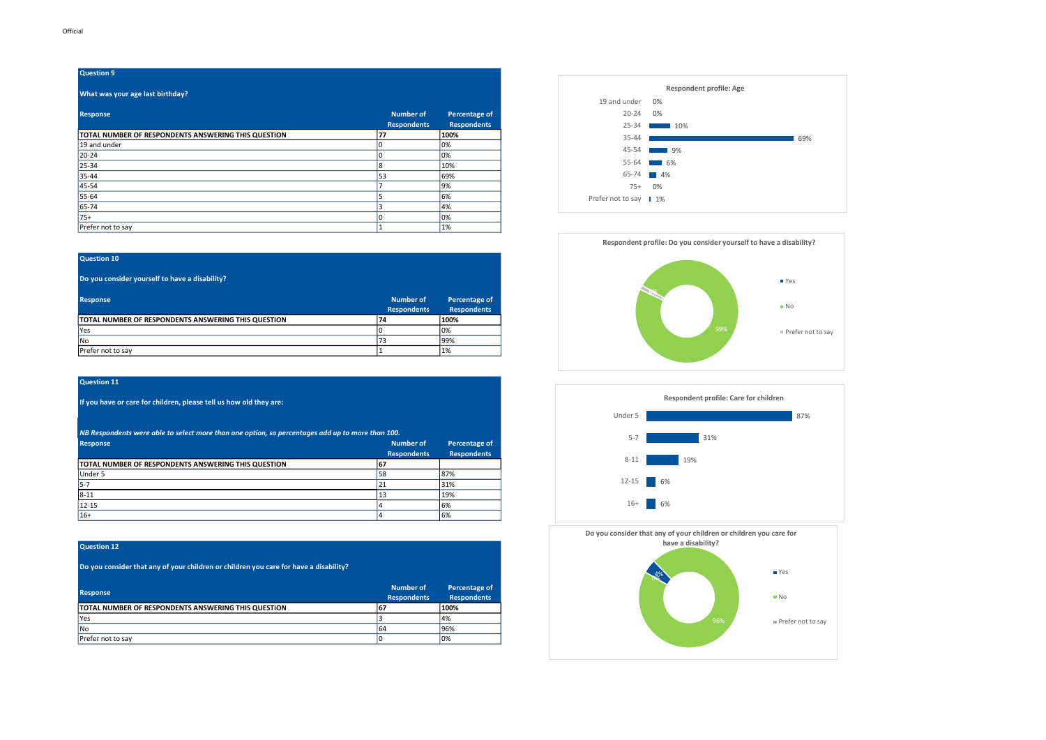Official

## Question 9

**What was your age last birthday?**

| Response | Number of Respondents | Percentage of Respondents |
|---|---|---|
| **TOTAL NUMBER OF RESPONDENTS ANSWERING THIS QUESTION** | **77** | **100%** |
| 19 and under | 0 | 0% |
| 20-24 | 0 | 0% |
| 25-34 | 8 | 10% |
| 35-44 | 53 | 69% |
| 45-54 | 7 | 9% |
| 55-64 | 5 | 6% |
| 65-74 | 3 | 4% |
| 75+ | 0 | 0% |
| Prefer not to say | 1 | 1% |

**Respondent profile: Age**

| Age | Percentage |
|---|---|
| 19 and under | 0% |
| 20-24 | 0% |
| 25-34 | 10% |
| 35-44 | 69% |
| 45-54 | 9% |
| 55-64 | 6% |
| 65-74 | 4% |
| 75+ | 0% |
| Prefer not to say | 1% |

## Question 10

**Do you consider yourself to have a disability?**

| Response | Number of Respondents | Percentage of Respondents |
|---|---|---|
| **TOTAL NUMBER OF RESPONDENTS ANSWERING THIS QUESTION** | **74** | **100%** |
| Yes | 0 | 0% |
| No | 73 | 99% |
| Prefer not to say | 1 | 1% |

**Respondent profile: Do you consider yourself to have a disability?**

- Yes
- No: 99%
- Prefer not to say

## Question 11

**If you have or care for children, please tell us how old they are:**

*NB Respondents were able to select more than one option, so percentages add up to more than 100.*

| Response | Number of Respondents | Percentage of Respondents |
|---|---|---|
| **TOTAL NUMBER OF RESPONDENTS ANSWERING THIS QUESTION** | **67** | |
| Under 5 | 58 | 87% |
| 5-7 | 21 | 31% |
| 8-11 | 13 | 19% |
| 12-15 | 4 | 6% |
| 16+ | 4 | 6% |

**Respondent profile: Care for children**

| Age | Percentage |
|---|---|
| Under 5 | 87% |
| 5-7 | 31% |
| 8-11 | 19% |
| 12-15 | 6% |
| 16+ | 6% |

## Question 12

**Do you consider that any of your children or children you care for have a disability?**

| Response | Number of Respondents | Percentage of Respondents |
|---|---|---|
| **TOTAL NUMBER OF RESPONDENTS ANSWERING THIS QUESTION** | **67** | **100%** |
| Yes | 3 | 4% |
| No | 64 | 96% |
| Prefer not to say | 0 | 0% |

**Do you consider that any of your children or children you care for have a disability?**

- Yes: 4%
- No: 96%
- Prefer not to say: 0%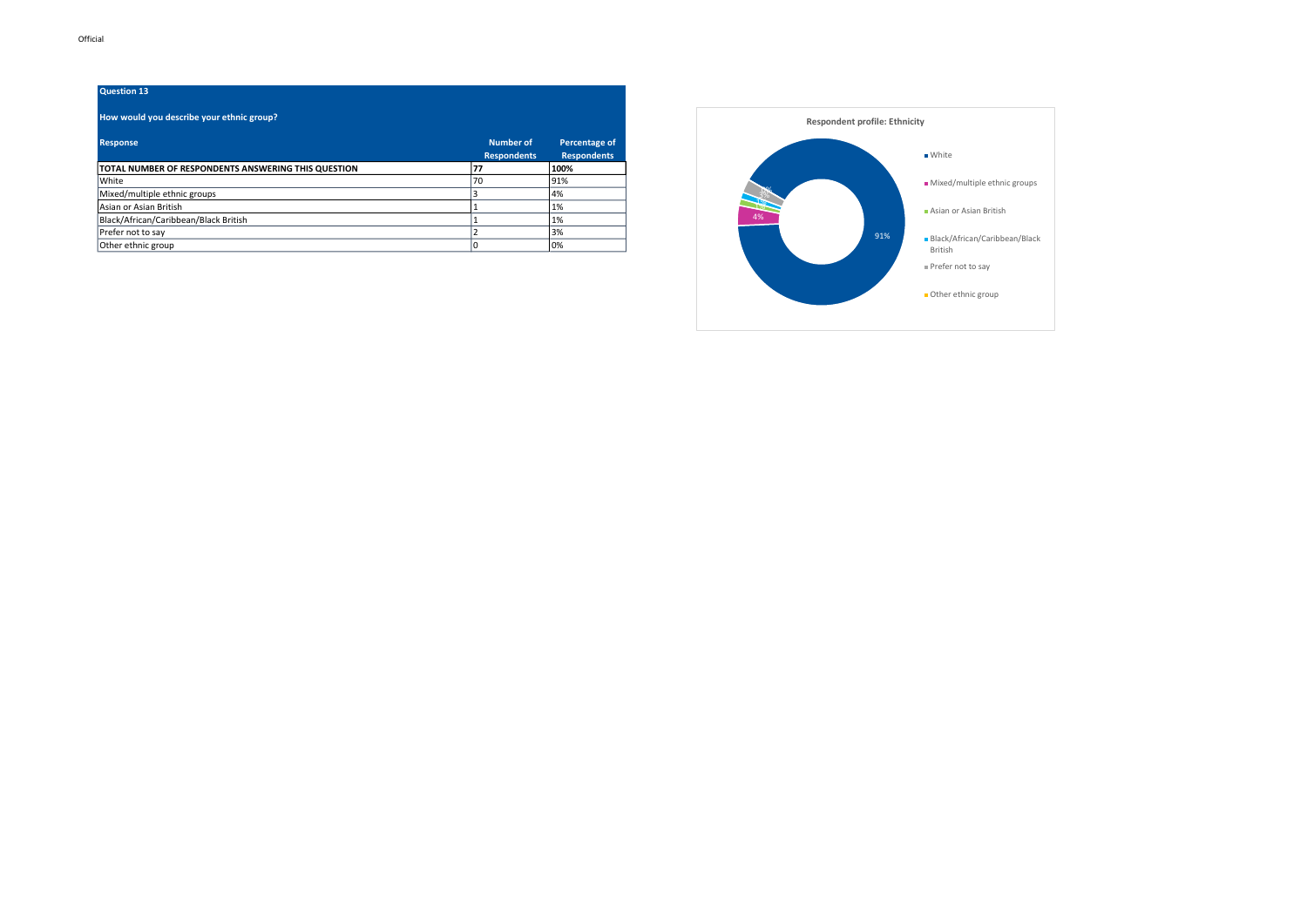## Question 13

**How would you describe your ethnic group?**

| Response | Number of Respondents | Percentage of Respondents |
|---|---|---|
| **TOTAL NUMBER OF RESPONDENTS ANSWERING THIS QUESTION** | **77** | **100%** |
| White | 70 | 91% |
| Mixed/multiple ethnic groups | 3 | 4% |
| Asian or Asian British | 1 | 1% |
| Black/African/Caribbean/Black British | 1 | 1% |
| Prefer not to say | 2 | 3% |
| Other ethnic group | 0 | 0% |

**Respondent profile: Ethnicity**

91%
4%

White
Mixed/multiple ethnic groups
Asian or Asian British
Black/African/Caribbean/Black British
Prefer not to say
Other ethnic group